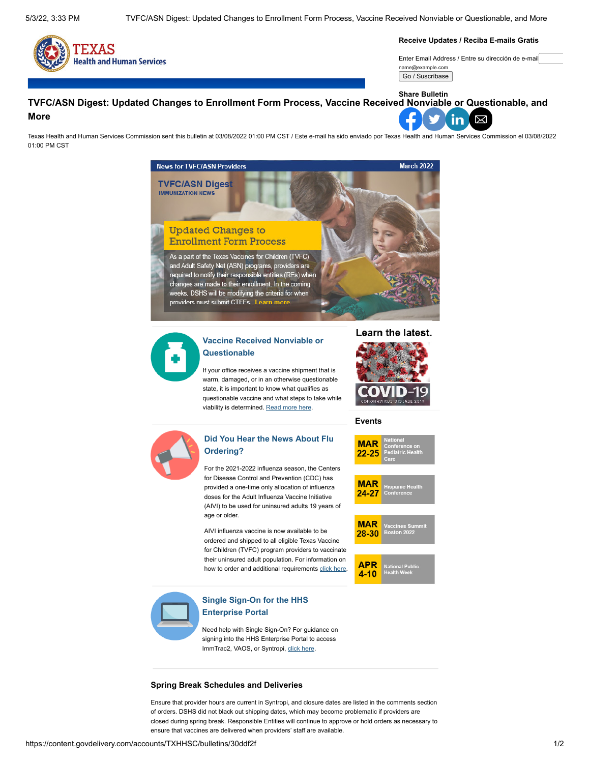Receive Updates / Reciba E-mails Gratis

Enter Email Address / Entre su dirección de e-mail

name@example.com

Go / Suscríbase

Share Bulletin

# TVFC/ASN Digest: Updated Changes to Enrollment Form Process, Vaccine Received Nonviable or Questionable, and More

Texas Health and Human Services Commission sent this bulletin at 03/08/2022 01:00 PM CST / Este e-mail ha sido enviado por Texas Health and Human Services Commission el 03/08/2022 01:00 PM CST

News for TVFC/ASN Providers — March 2022

## TVFC/ASN Digest

IMMUNIZATION NEWS

## Updated Changes to Enrollment Form Process

As a part of the Texas Vaccines for Children (TVFC) and Adult Safety Net (ASN) programs, providers are required to notify their responsible entities (REs) when changes are made to their enrollment. In the coming weeks, DSHS will be modifying the criteria for when providers must submit CTEFs. Learn more.

### Vaccine Received Nonviable or Questionable

If your office receives a vaccine shipment that is warm, damaged, or in an otherwise questionable state, it is important to know what qualifies as questionable vaccine and what steps to take while viability is determined. Read more here.

### Did You Hear the News About Flu Ordering?

For the 2021-2022 influenza season, the Centers for Disease Control and Prevention (CDC) has provided a one-time only allocation of influenza doses for the Adult Influenza Vaccine Initiative (AIVI) to be used for uninsured adults 19 years of age or older.

AIVI influenza vaccine is now available to be ordered and shipped to all eligible Texas Vaccine for Children (TVFC) program providers to vaccinate their uninsured adult population. For information on how to order and additional requirements click here.

### Single Sign-On for the HHS Enterprise Portal

Need help with Single Sign-On? For guidance on signing into the HHS Enterprise Portal to access ImmTrac2, VAOS, or Syntropi, click here.

### Learn the latest.

COVID-19 CORONAVIRUS DISEASE 2019

### Events

- **MAR 22-25** — National Conference on Pediatric Health Care
- **MAR 24-27** — Hispanic Health Conference
- **MAR 28-30** — Vaccines Summit Boston 2022
- **APR 4-10** — National Public Health Week

### Spring Break Schedules and Deliveries

Ensure that provider hours are current in Syntropi, and closure dates are listed in the comments section of orders. DSHS did not black out shipping dates, which may become problematic if providers are closed during spring break. Responsible Entities will continue to approve or hold orders as necessary to ensure that vaccines are delivered when providers' staff are available.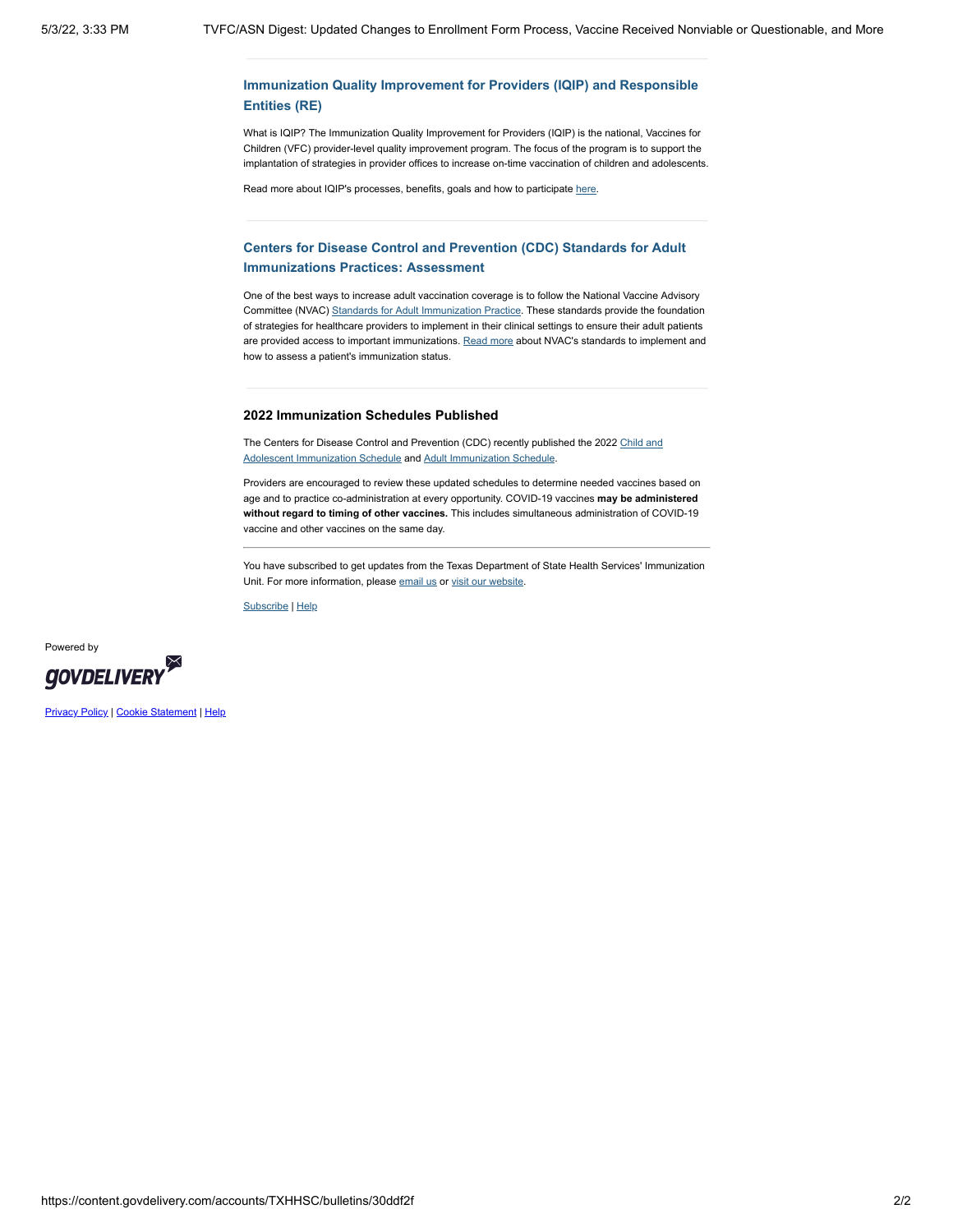## Immunization Quality Improvement for Providers (IQIP) and Responsible Entities (RE)

What is IQIP? The Immunization Quality Improvement for Providers (IQIP) is the national, Vaccines for Children (VFC) provider-level quality improvement program. The focus of the program is to support the implantation of strategies in provider offices to increase on-time vaccination of children and adolescents.

Read more about IQIP's processes, benefits, goals and how to participate here.

---

## Centers for Disease Control and Prevention (CDC) Standards for Adult Immunizations Practices: Assessment

One of the best ways to increase adult vaccination coverage is to follow the National Vaccine Advisory Committee (NVAC) Standards for Adult Immunization Practice. These standards provide the foundation of strategies for healthcare providers to implement in their clinical settings to ensure their adult patients are provided access to important immunizations. Read more about NVAC's standards to implement and how to assess a patient's immunization status.

---

## 2022 Immunization Schedules Published

The Centers for Disease Control and Prevention (CDC) recently published the 2022 Child and Adolescent Immunization Schedule and Adult Immunization Schedule.

Providers are encouraged to review these updated schedules to determine needed vaccines based on age and to practice co-administration at every opportunity. COVID-19 vaccines **may be administered without regard to timing of other vaccines.** This includes simultaneous administration of COVID-19 vaccine and other vaccines on the same day.

---

You have subscribed to get updates from the Texas Department of State Health Services' Immunization Unit. For more information, please email us or visit our website.

Subscribe | Help

Powered by GOVDELIVERY

Privacy Policy | Cookie Statement | Help